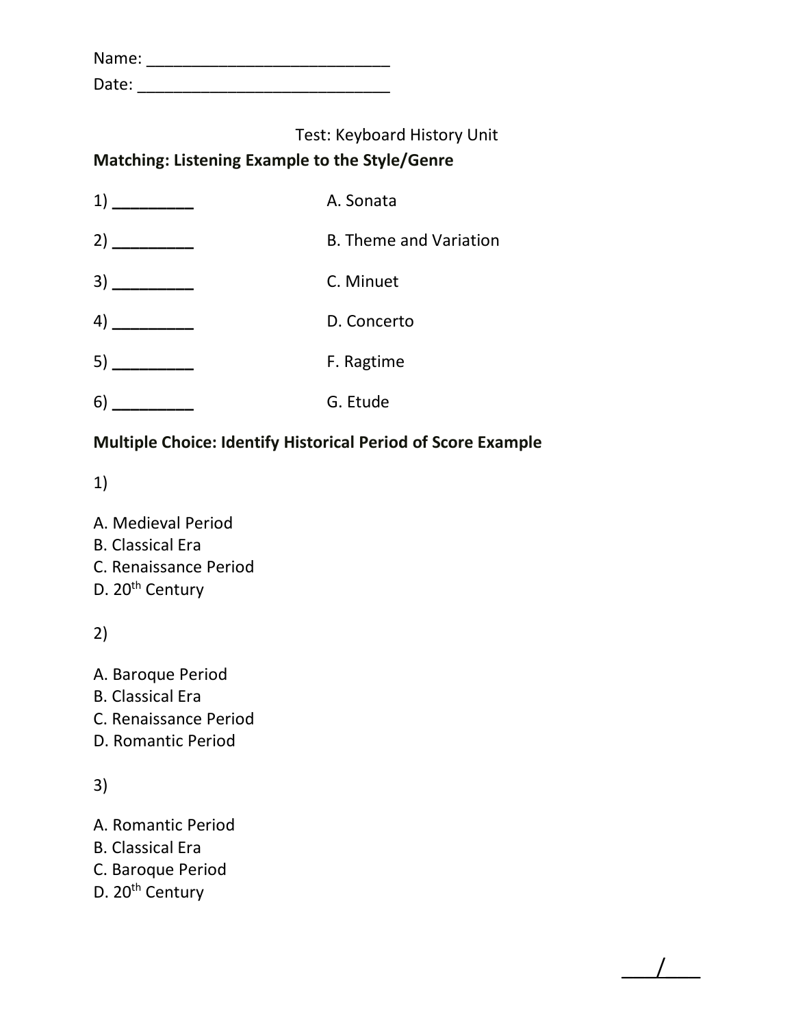Name: ___________________________

Date: ____________________________

Test: Keyboard History Unit

**Matching: Listening Example to the Style/Genre**

1) _________ A. Sonata

2) _________ B. Theme and Variation

3) _________ C. Minuet

4) _________ D. Concerto

5) _________ F. Ragtime

6) _________ G. Etude

**Multiple Choice: Identify Historical Period of Score Example**

1)

A. Medieval Period
B. Classical Era
C. Renaissance Period
D. 20th Century

2)

A. Baroque Period
B. Classical Era
C. Renaissance Period
D. Romantic Period

3)

A. Romantic Period
B. Classical Era
C. Baroque Period
D. 20th Century

___/___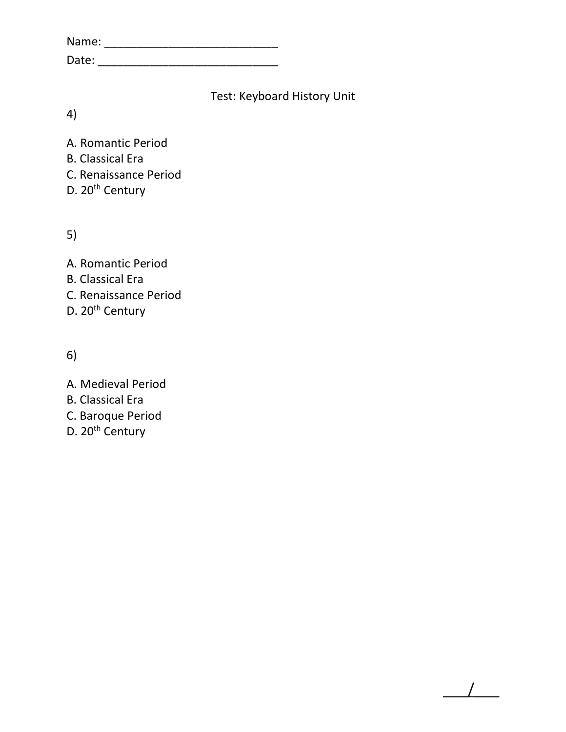Name: ___________________________

Date: _____________________________

# Test: Keyboard History Unit

4)

A. Romantic Period
B. Classical Era
C. Renaissance Period
D. $20^{th}$ Century

5)

A. Romantic Period
B. Classical Era
C. Renaissance Period
D. $20^{th}$ Century

6)

A. Medieval Period
B. Classical Era
C. Baroque Period
D. $20^{th}$ Century

___/___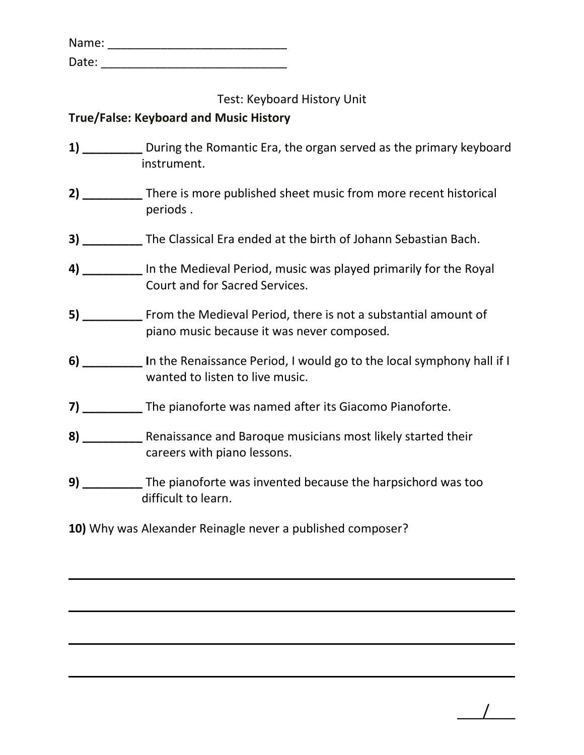Name: ___________________________

Date: ____________________________

Test: Keyboard History Unit

**True/False: Keyboard and Music History**

**1) _________** During the Romantic Era, the organ served as the primary keyboard instrument.

**2) _________** There is more published sheet music from more recent historical periods .

**3) _________** The Classical Era ended at the birth of Johann Sebastian Bach.

**4) _________** In the Medieval Period, music was played primarily for the Royal Court and for Sacred Services.

**5) _________** From the Medieval Period, there is not a substantial amount of piano music because it was never composed.

**6) _________** In the Renaissance Period, I would go to the local symphony hall if I wanted to listen to live music.

**7) _________** The pianoforte was named after its Giacomo Pianoforte.

**8) _________** Renaissance and Baroque musicians most likely started their careers with piano lessons.

**9) _________** The pianoforte was invented because the harpsichord was too difficult to learn.

**10)** Why was Alexander Reinagle never a published composer?

______________________________________________________________

______________________________________________________________

______________________________________________________________

______________________________________________________________

___/___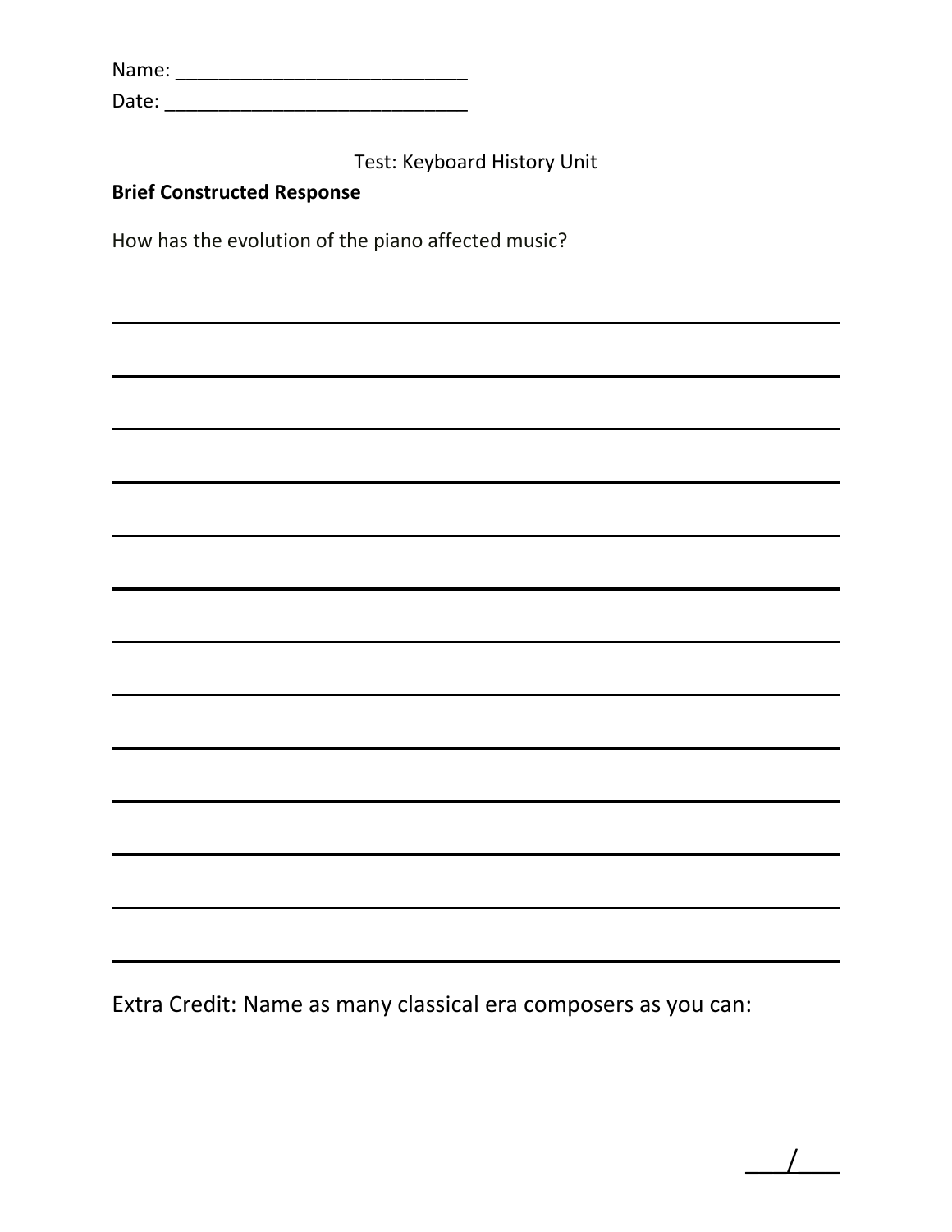Name: ___________________________

Date: _____________________________

Test: Keyboard History Unit

**Brief Constructed Response**

How has the evolution of the piano affected music?

Extra Credit: Name as many classical era composers as you can:

___/___